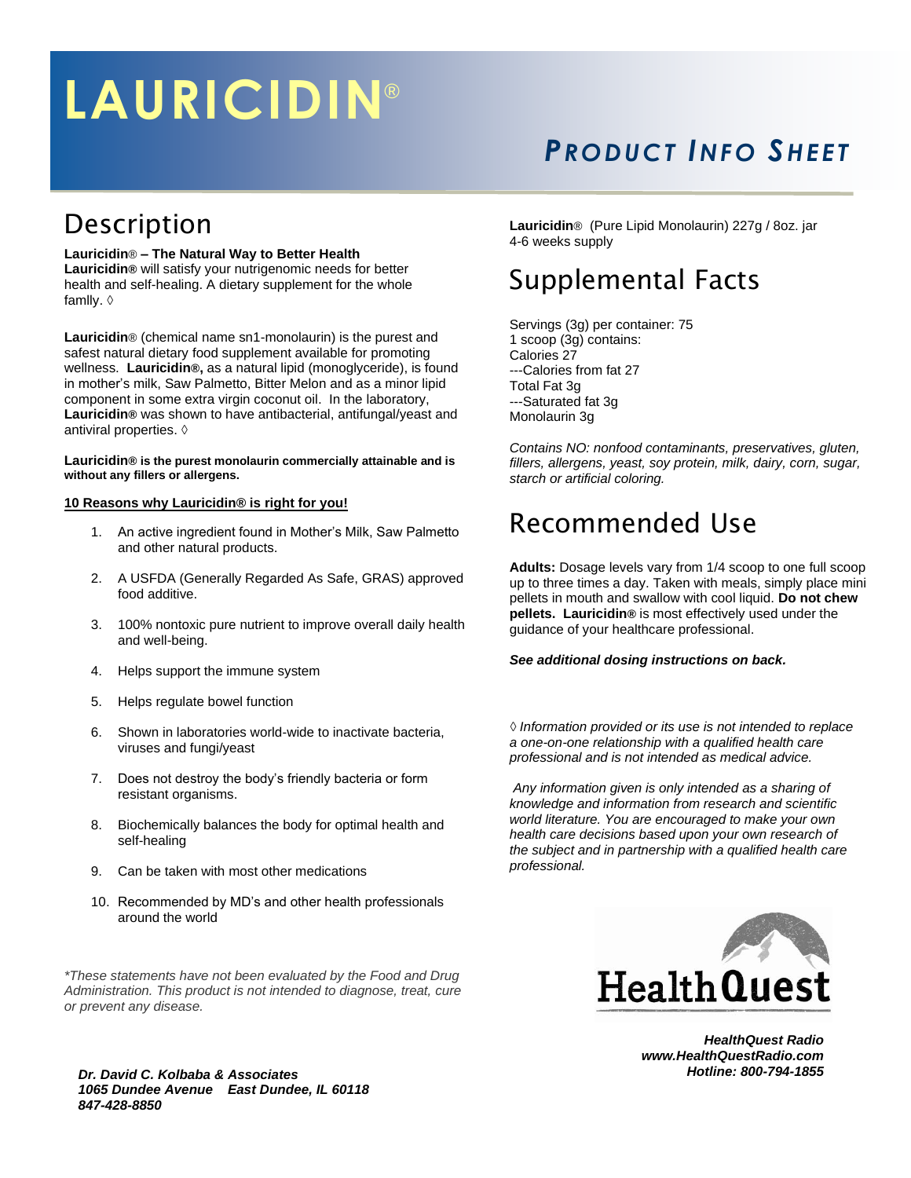# LAURICIDIN®

## PRODUCT INFO SHEET

## Description

**Lauricidin® – The Natural Way to Better Health**
**Lauricidin®** will satisfy your nutrigenomic needs for better health and self-healing. A dietary supplement for the whole famlly. ◊

**Lauricidin®** (chemical name sn1-monolaurin) is the purest and safest natural dietary food supplement available for promoting wellness. **Lauricidin®,** as a natural lipid (monoglyceride), is found in mother's milk, Saw Palmetto, Bitter Melon and as a minor lipid component in some extra virgin coconut oil. In the laboratory, **Lauricidin®** was shown to have antibacterial, antifungal/yeast and antiviral properties. ◊

**Lauricidin® is the purest monolaurin commercially attainable and is without any fillers or allergens.**

**10 Reasons why Lauricidin® is right for you!**

1. An active ingredient found in Mother's Milk, Saw Palmetto and other natural products.
2. A USFDA (Generally Regarded As Safe, GRAS) approved food additive.
3. 100% nontoxic pure nutrient to improve overall daily health and well-being.
4. Helps support the immune system
5. Helps regulate bowel function
6. Shown in laboratories world-wide to inactivate bacteria, viruses and fungi/yeast
7. Does not destroy the body's friendly bacteria or form resistant organisms.
8. Biochemically balances the body for optimal health and self-healing
9. Can be taken with most other medications
10. Recommended by MD's and other health professionals around the world

*\*These statements have not been evaluated by the Food and Drug Administration. This product is not intended to diagnose, treat, cure or prevent any disease.*

***Dr. David C. Kolbaba & Associates***
***1065 Dundee Avenue East Dundee, IL 60118***
***847-428-8850***

**Lauricidin®** (Pure Lipid Monolaurin) 227g / 8oz. jar
4-6 weeks supply

## Supplemental Facts

Servings (3g) per container: 75
1 scoop (3g) contains:
Calories 27
---Calories from fat 27
Total Fat 3g
---Saturated fat 3g
Monolaurin 3g

*Contains NO: nonfood contaminants, preservatives, gluten, fillers, allergens, yeast, soy protein, milk, dairy, corn, sugar, starch or artificial coloring.*

## Recommended Use

**Adults:** Dosage levels vary from 1/4 scoop to one full scoop up to three times a day. Taken with meals, simply place mini pellets in mouth and swallow with cool liquid. **Do not chew pellets. Lauricidin®** is most effectively used under the guidance of your healthcare professional.

***See additional dosing instructions on back.***

*◊ Information provided or its use is not intended to replace a one-on-one relationship with a qualified health care professional and is not intended as medical advice.*

*Any information given is only intended as a sharing of knowledge and information from research and scientific world literature. You are encouraged to make your own health care decisions based upon your own research of the subject and in partnership with a qualified health care professional.*

HealthQuest

***HealthQuest Radio***
***www.HealthQuestRadio.com***
***Hotline: 800-794-1855***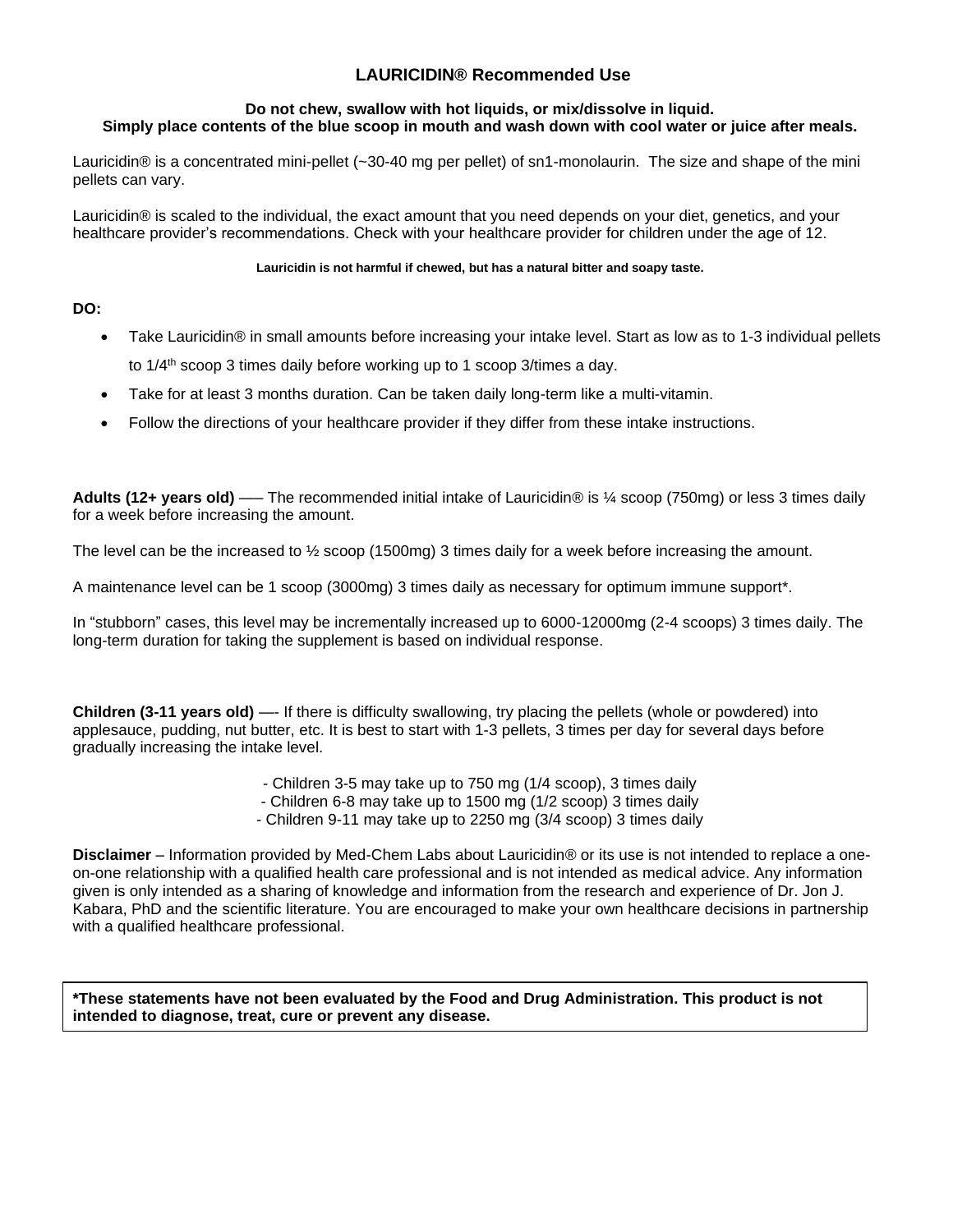# LAURICIDIN® Recommended Use

**Do not chew, swallow with hot liquids, or mix/dissolve in liquid.**
**Simply place contents of the blue scoop in mouth and wash down with cool water or juice after meals.**

Lauricidin® is a concentrated mini-pellet (~30-40 mg per pellet) of sn1-monolaurin. The size and shape of the mini pellets can vary.

Lauricidin® is scaled to the individual, the exact amount that you need depends on your diet, genetics, and your healthcare provider's recommendations. Check with your healthcare provider for children under the age of 12.

**Lauricidin is not harmful if chewed, but has a natural bitter and soapy taste.**

**DO:**

- Take Lauricidin® in small amounts before increasing your intake level. Start as low as to 1-3 individual pellets to 1/4th scoop 3 times daily before working up to 1 scoop 3/times a day.
- Take for at least 3 months duration. Can be taken daily long-term like a multi-vitamin.
- Follow the directions of your healthcare provider if they differ from these intake instructions.

**Adults (12+ years old)** –— The recommended initial intake of Lauricidin® is ¼ scoop (750mg) or less 3 times daily for a week before increasing the amount.

The level can be the increased to ½ scoop (1500mg) 3 times daily for a week before increasing the amount.

A maintenance level can be 1 scoop (3000mg) 3 times daily as necessary for optimum immune support*.

In "stubborn" cases, this level may be incrementally increased up to 6000-12000mg (2-4 scoops) 3 times daily. The long-term duration for taking the supplement is based on individual response.

**Children (3-11 years old)** —- If there is difficulty swallowing, try placing the pellets (whole or powdered) into applesauce, pudding, nut butter, etc. It is best to start with 1-3 pellets, 3 times per day for several days before gradually increasing the intake level.

- Children 3-5 may take up to 750 mg (1/4 scoop), 3 times daily
- Children 6-8 may take up to 1500 mg (1/2 scoop) 3 times daily
- Children 9-11 may take up to 2250 mg (3/4 scoop) 3 times daily

**Disclaimer** – Information provided by Med-Chem Labs about Lauricidin® or its use is not intended to replace a one-on-one relationship with a qualified health care professional and is not intended as medical advice. Any information given is only intended as a sharing of knowledge and information from the research and experience of Dr. Jon J. Kabara, PhD and the scientific literature. You are encouraged to make your own healthcare decisions in partnership with a qualified healthcare professional.

**\*These statements have not been evaluated by the Food and Drug Administration. This product is not intended to diagnose, treat, cure or prevent any disease.**